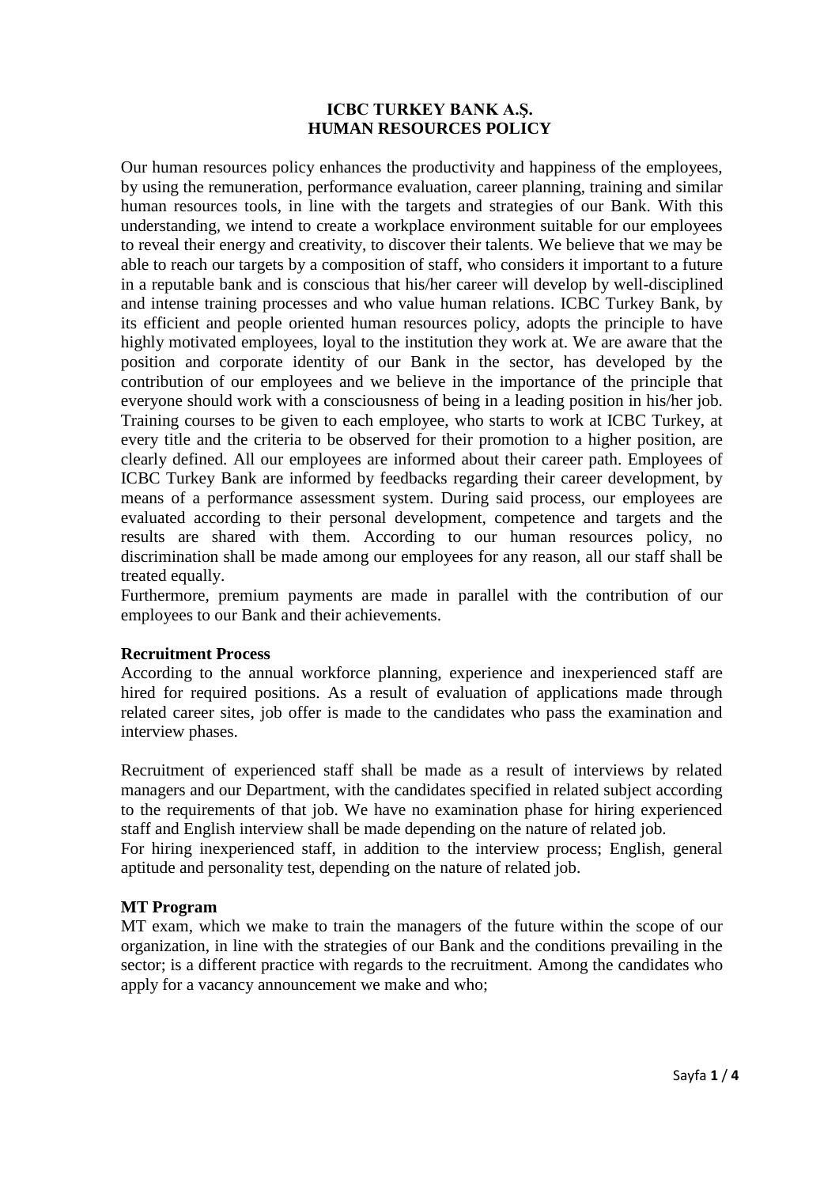# ICBC TURKEY BANK A.Ş.
# HUMAN RESOURCES POLICY

Our human resources policy enhances the productivity and happiness of the employees, by using the remuneration, performance evaluation, career planning, training and similar human resources tools, in line with the targets and strategies of our Bank. With this understanding, we intend to create a workplace environment suitable for our employees to reveal their energy and creativity, to discover their talents. We believe that we may be able to reach our targets by a composition of staff, who considers it important to a future in a reputable bank and is conscious that his/her career will develop by well-disciplined and intense training processes and who value human relations. ICBC Turkey Bank, by its efficient and people oriented human resources policy, adopts the principle to have highly motivated employees, loyal to the institution they work at. We are aware that the position and corporate identity of our Bank in the sector, has developed by the contribution of our employees and we believe in the importance of the principle that everyone should work with a consciousness of being in a leading position in his/her job. Training courses to be given to each employee, who starts to work at ICBC Turkey, at every title and the criteria to be observed for their promotion to a higher position, are clearly defined. All our employees are informed about their career path. Employees of ICBC Turkey Bank are informed by feedbacks regarding their career development, by means of a performance assessment system. During said process, our employees are evaluated according to their personal development, competence and targets and the results are shared with them. According to our human resources policy, no discrimination shall be made among our employees for any reason, all our staff shall be treated equally.

Furthermore, premium payments are made in parallel with the contribution of our employees to our Bank and their achievements.

**Recruitment Process**

According to the annual workforce planning, experience and inexperienced staff are hired for required positions. As a result of evaluation of applications made through related career sites, job offer is made to the candidates who pass the examination and interview phases.

Recruitment of experienced staff shall be made as a result of interviews by related managers and our Department, with the candidates specified in related subject according to the requirements of that job. We have no examination phase for hiring experienced staff and English interview shall be made depending on the nature of related job.

For hiring inexperienced staff, in addition to the interview process; English, general aptitude and personality test, depending on the nature of related job.

**MT Program**

MT exam, which we make to train the managers of the future within the scope of our organization, in line with the strategies of our Bank and the conditions prevailing in the sector; is a different practice with regards to the recruitment. Among the candidates who apply for a vacancy announcement we make and who;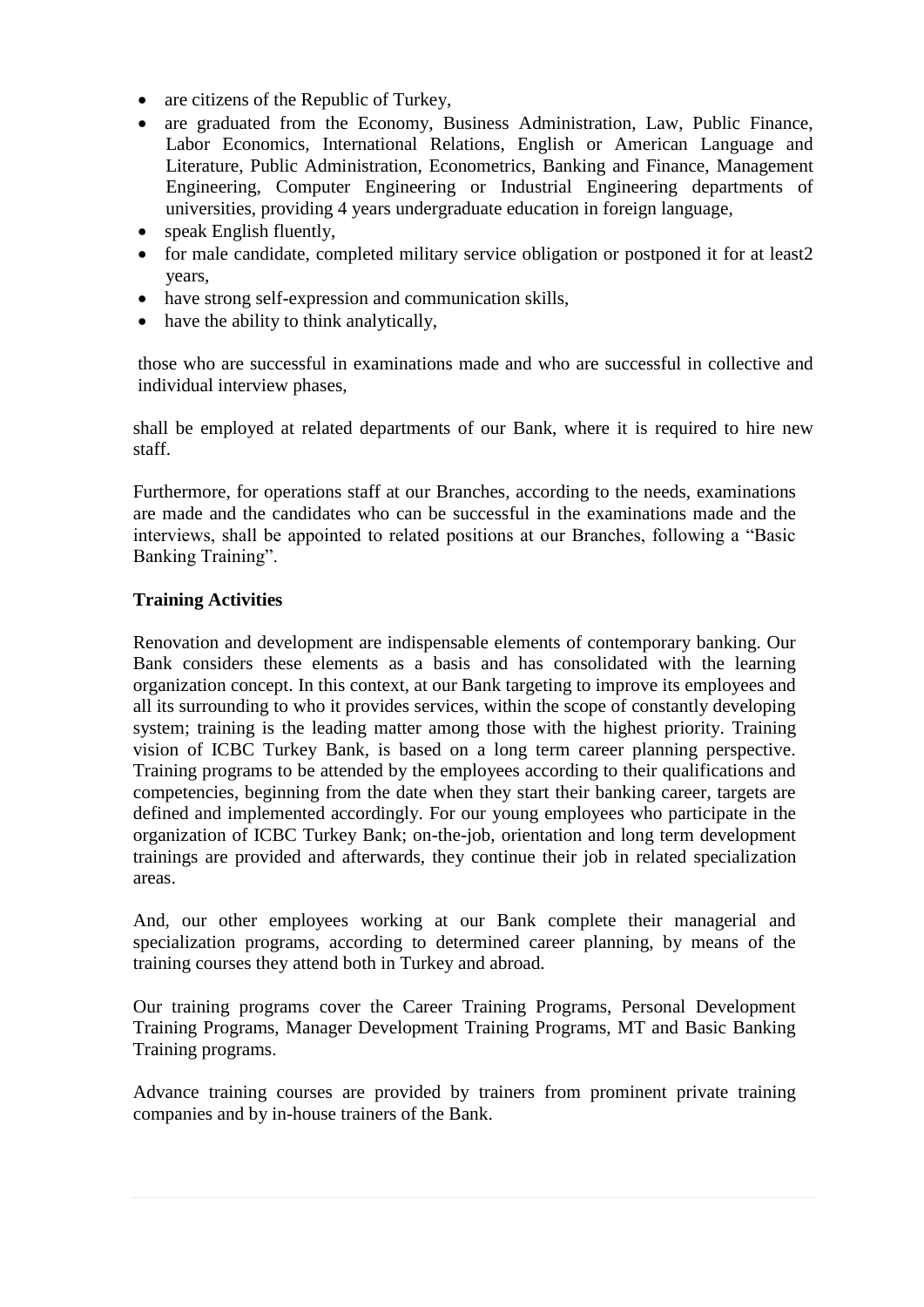- are citizens of the Republic of Turkey,
- are graduated from the Economy, Business Administration, Law, Public Finance, Labor Economics, International Relations, English or American Language and Literature, Public Administration, Econometrics, Banking and Finance, Management Engineering, Computer Engineering or Industrial Engineering departments of universities, providing 4 years undergraduate education in foreign language,
- speak English fluently,
- for male candidate, completed military service obligation or postponed it for at least2 years,
- have strong self-expression and communication skills,
- have the ability to think analytically,

those who are successful in examinations made and who are successful in collective and individual interview phases,

shall be employed at related departments of our Bank, where it is required to hire new staff.

Furthermore, for operations staff at our Branches, according to the needs, examinations are made and the candidates who can be successful in the examinations made and the interviews, shall be appointed to related positions at our Branches, following a “Basic Banking Training”.

**Training Activities**

Renovation and development are indispensable elements of contemporary banking. Our Bank considers these elements as a basis and has consolidated with the learning organization concept. In this context, at our Bank targeting to improve its employees and all its surrounding to who it provides services, within the scope of constantly developing system; training is the leading matter among those with the highest priority. Training vision of ICBC Turkey Bank, is based on a long term career planning perspective. Training programs to be attended by the employees according to their qualifications and competencies, beginning from the date when they start their banking career, targets are defined and implemented accordingly. For our young employees who participate in the organization of ICBC Turkey Bank; on-the-job, orientation and long term development trainings are provided and afterwards, they continue their job in related specialization areas.

And, our other employees working at our Bank complete their managerial and specialization programs, according to determined career planning, by means of the training courses they attend both in Turkey and abroad.

Our training programs cover the Career Training Programs, Personal Development Training Programs, Manager Development Training Programs, MT and Basic Banking Training programs.

Advance training courses are provided by trainers from prominent private training companies and by in-house trainers of the Bank.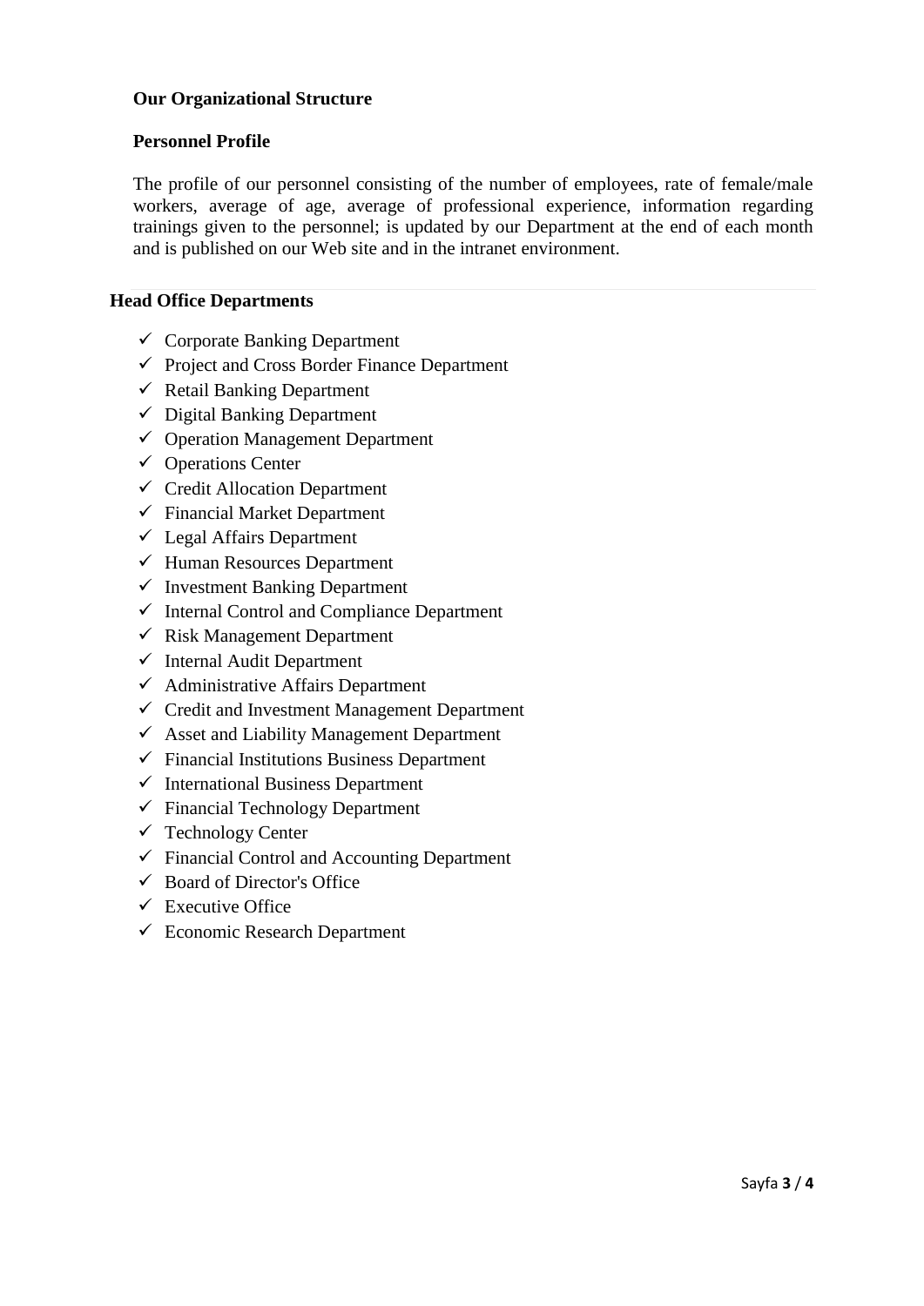**Our Organizational Structure**

**Personnel Profile**

The profile of our personnel consisting of the number of employees, rate of female/male workers, average of age, average of professional experience, information regarding trainings given to the personnel; is updated by our Department at the end of each month and is published on our Web site and in the intranet environment.

**Head Office Departments**

- ✓ Corporate Banking Department
- ✓ Project and Cross Border Finance Department
- ✓ Retail Banking Department
- ✓ Digital Banking Department
- ✓ Operation Management Department
- ✓ Operations Center
- ✓ Credit Allocation Department
- ✓ Financial Market Department
- ✓ Legal Affairs Department
- ✓ Human Resources Department
- ✓ Investment Banking Department
- ✓ Internal Control and Compliance Department
- ✓ Risk Management Department
- ✓ Internal Audit Department
- ✓ Administrative Affairs Department
- ✓ Credit and Investment Management Department
- ✓ Asset and Liability Management Department
- ✓ Financial Institutions Business Department
- ✓ International Business Department
- ✓ Financial Technology Department
- ✓ Technology Center
- ✓ Financial Control and Accounting Department
- ✓ Board of Director's Office
- ✓ Executive Office
- ✓ Economic Research Department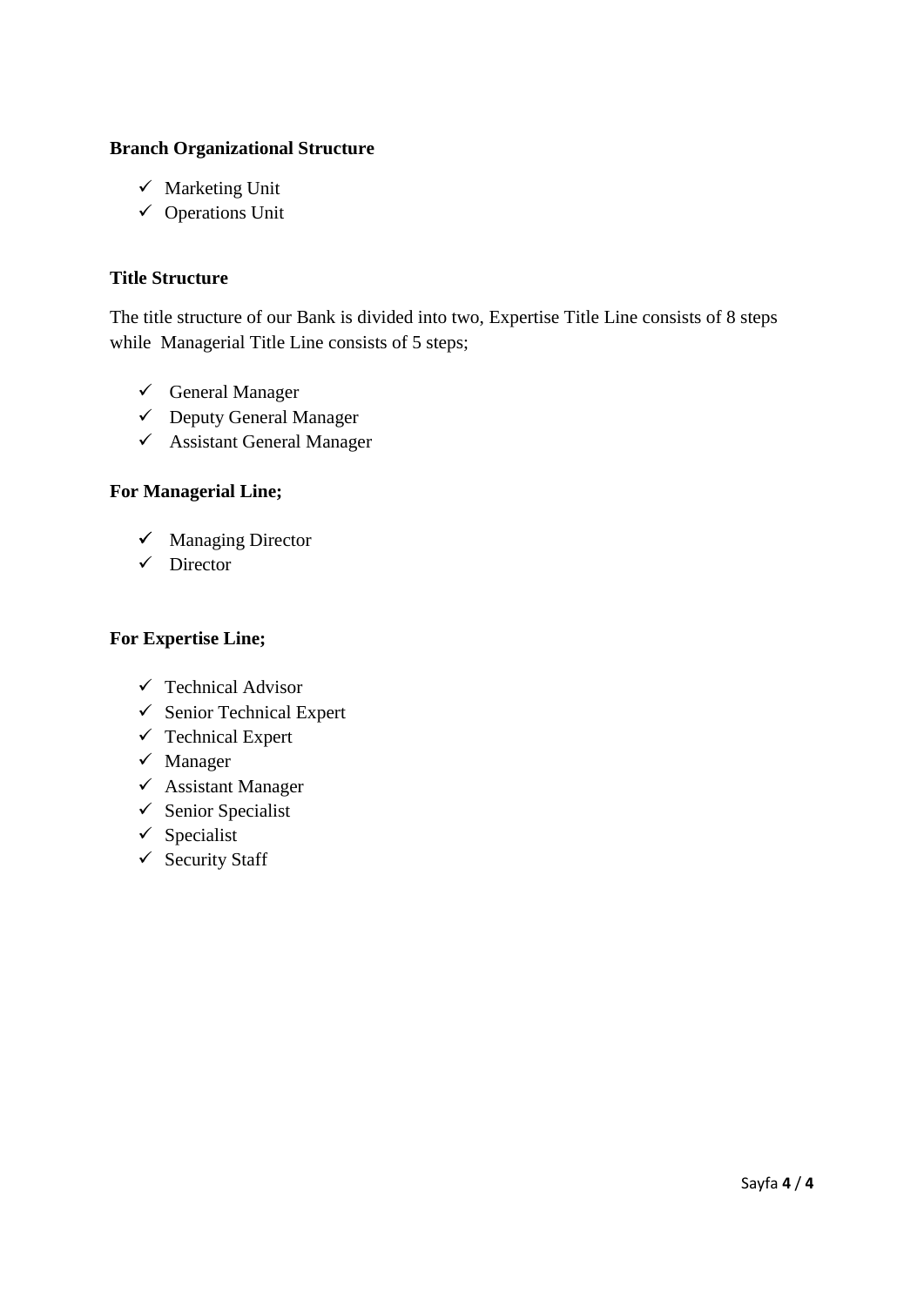**Branch Organizational Structure**

- ✓ Marketing Unit
- ✓ Operations Unit

**Title Structure**

The title structure of our Bank is divided into two, Expertise Title Line consists of 8 steps while Managerial Title Line consists of 5 steps;

- ✓ General Manager
- ✓ Deputy General Manager
- ✓ Assistant General Manager

**For Managerial Line;**

- ✓ Managing Director
- ✓ Director

**For Expertise Line;**

- ✓ Technical Advisor
- ✓ Senior Technical Expert
- ✓ Technical Expert
- ✓ Manager
- ✓ Assistant Manager
- ✓ Senior Specialist
- ✓ Specialist
- ✓ Security Staff